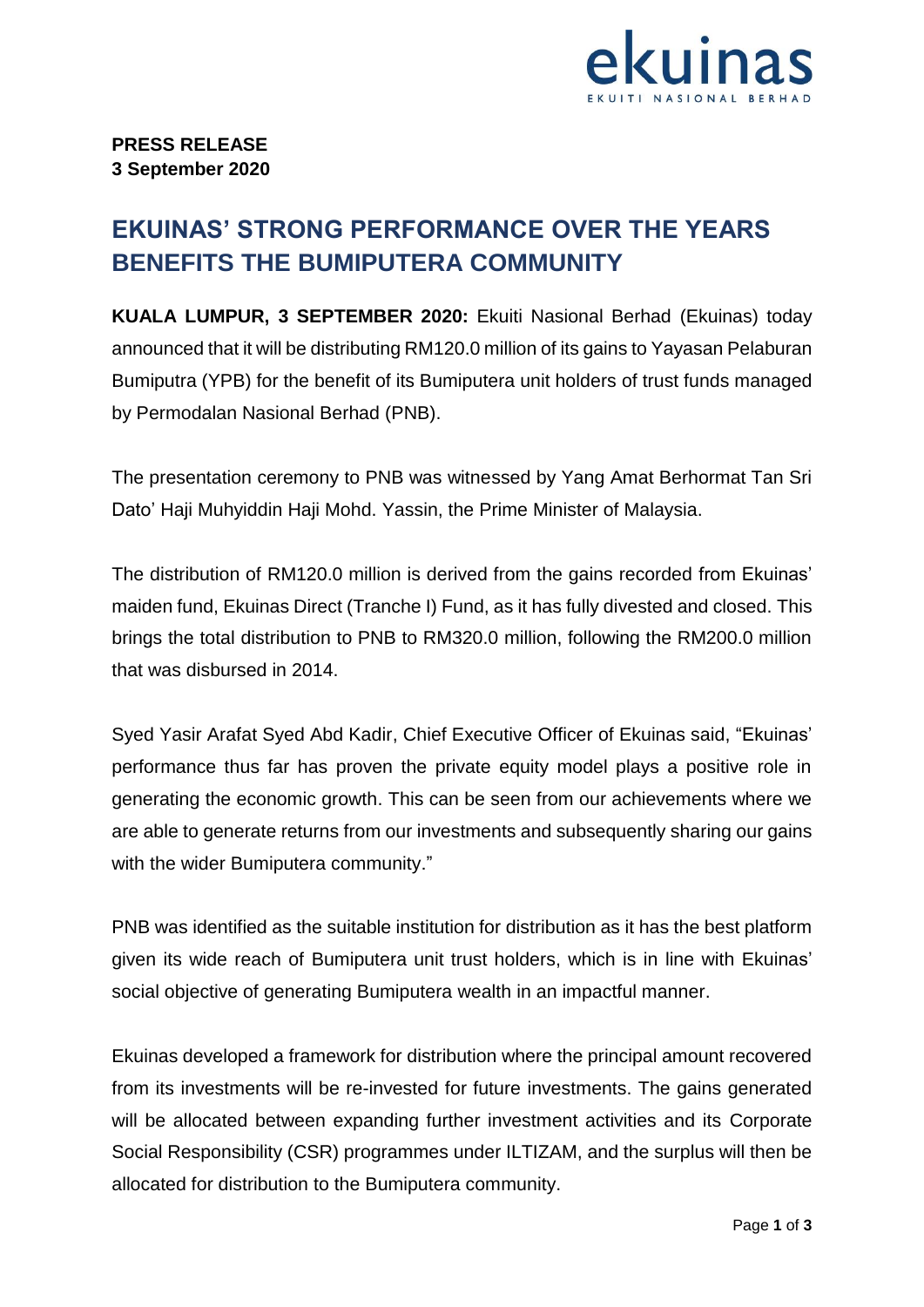**PRESS RELEASE**
**3 September 2020**

# EKUINAS' STRONG PERFORMANCE OVER THE YEARS BENEFITS THE BUMIPUTERA COMMUNITY

**KUALA LUMPUR, 3 SEPTEMBER 2020:** Ekuiti Nasional Berhad (Ekuinas) today announced that it will be distributing RM120.0 million of its gains to Yayasan Pelaburan Bumiputra (YPB) for the benefit of its Bumiputera unit holders of trust funds managed by Permodalan Nasional Berhad (PNB).

The presentation ceremony to PNB was witnessed by Yang Amat Berhormat Tan Sri Dato' Haji Muhyiddin Haji Mohd. Yassin, the Prime Minister of Malaysia.

The distribution of RM120.0 million is derived from the gains recorded from Ekuinas' maiden fund, Ekuinas Direct (Tranche I) Fund, as it has fully divested and closed. This brings the total distribution to PNB to RM320.0 million, following the RM200.0 million that was disbursed in 2014.

Syed Yasir Arafat Syed Abd Kadir, Chief Executive Officer of Ekuinas said, "Ekuinas' performance thus far has proven the private equity model plays a positive role in generating the economic growth. This can be seen from our achievements where we are able to generate returns from our investments and subsequently sharing our gains with the wider Bumiputera community."

PNB was identified as the suitable institution for distribution as it has the best platform given its wide reach of Bumiputera unit trust holders, which is in line with Ekuinas' social objective of generating Bumiputera wealth in an impactful manner.

Ekuinas developed a framework for distribution where the principal amount recovered from its investments will be re-invested for future investments. The gains generated will be allocated between expanding further investment activities and its Corporate Social Responsibility (CSR) programmes under ILTIZAM, and the surplus will then be allocated for distribution to the Bumiputera community.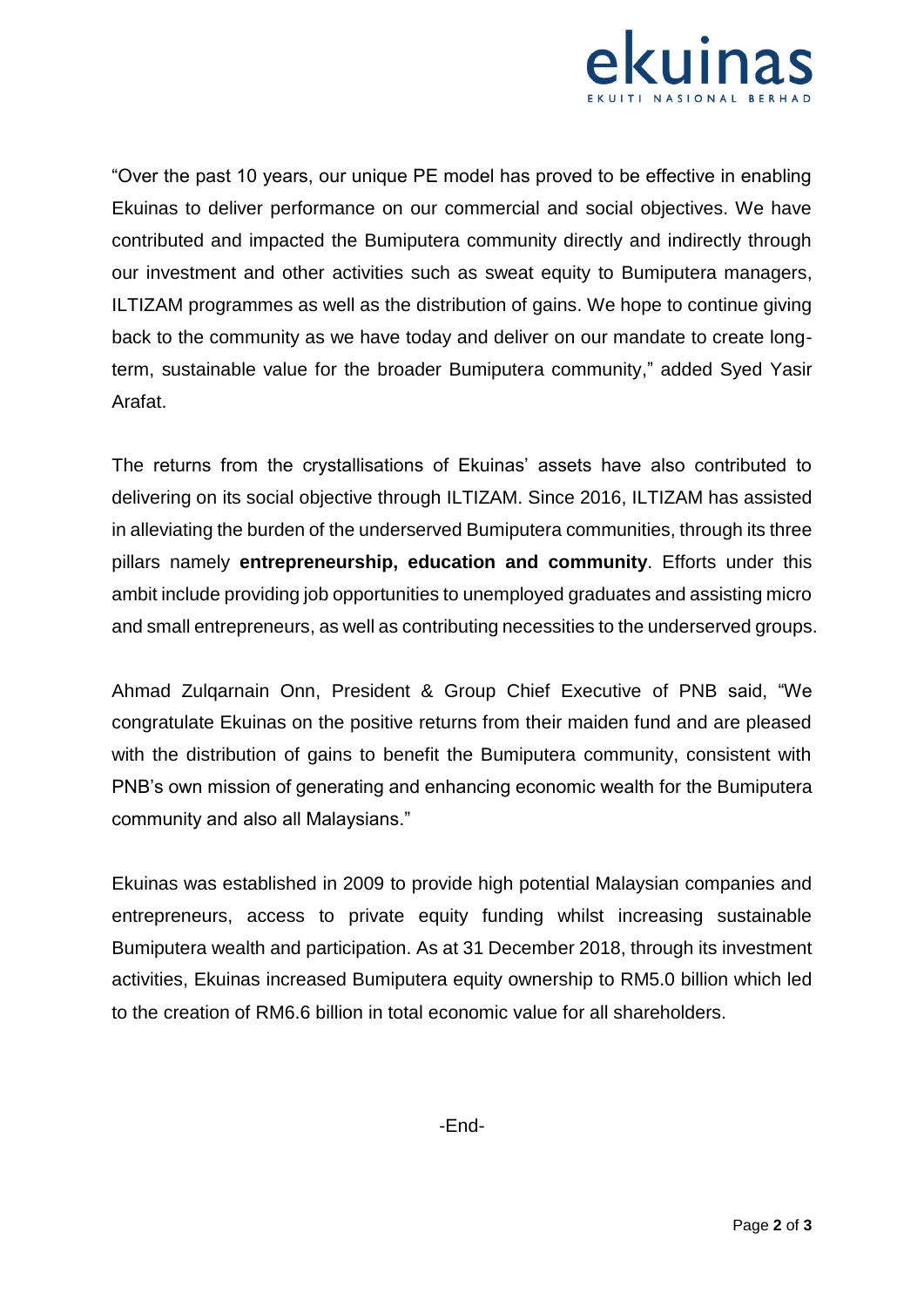"Over the past 10 years, our unique PE model has proved to be effective in enabling Ekuinas to deliver performance on our commercial and social objectives. We have contributed and impacted the Bumiputera community directly and indirectly through our investment and other activities such as sweat equity to Bumiputera managers, ILTIZAM programmes as well as the distribution of gains. We hope to continue giving back to the community as we have today and deliver on our mandate to create long-term, sustainable value for the broader Bumiputera community," added Syed Yasir Arafat.

The returns from the crystallisations of Ekuinas' assets have also contributed to delivering on its social objective through ILTIZAM. Since 2016, ILTIZAM has assisted in alleviating the burden of the underserved Bumiputera communities, through its three pillars namely **entrepreneurship, education and community**. Efforts under this ambit include providing job opportunities to unemployed graduates and assisting micro and small entrepreneurs, as well as contributing necessities to the underserved groups.

Ahmad Zulqarnain Onn, President & Group Chief Executive of PNB said, "We congratulate Ekuinas on the positive returns from their maiden fund and are pleased with the distribution of gains to benefit the Bumiputera community, consistent with PNB's own mission of generating and enhancing economic wealth for the Bumiputera community and also all Malaysians."

Ekuinas was established in 2009 to provide high potential Malaysian companies and entrepreneurs, access to private equity funding whilst increasing sustainable Bumiputera wealth and participation. As at 31 December 2018, through its investment activities, Ekuinas increased Bumiputera equity ownership to RM5.0 billion which led to the creation of RM6.6 billion in total economic value for all shareholders.

-End-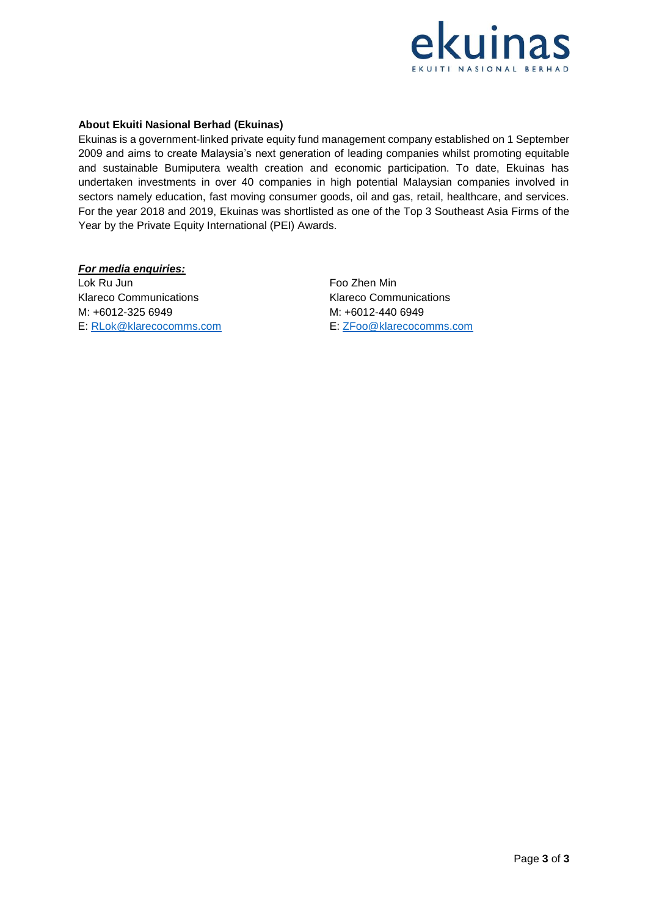**About Ekuiti Nasional Berhad (Ekuinas)**

Ekuinas is a government-linked private equity fund management company established on 1 September 2009 and aims to create Malaysia's next generation of leading companies whilst promoting equitable and sustainable Bumiputera wealth creation and economic participation. To date, Ekuinas has undertaken investments in over 40 companies in high potential Malaysian companies involved in sectors namely education, fast moving consumer goods, oil and gas, retail, healthcare, and services. For the year 2018 and 2019, Ekuinas was shortlisted as one of the Top 3 Southeast Asia Firms of the Year by the Private Equity International (PEI) Awards.

***For media enquiries:***

Lok Ru Jun
Klareco Communications
M: +6012-325 6949
E: RLok@klarecocomms.com

Foo Zhen Min
Klareco Communications
M: +6012-440 6949
E: ZFoo@klarecocomms.com